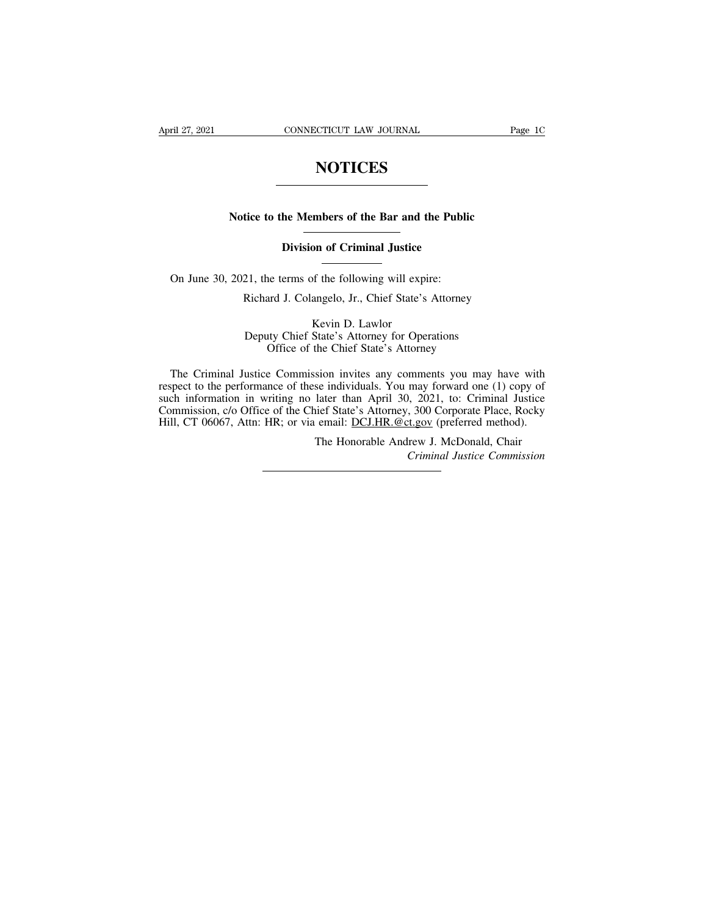# NOTICES

## Notice to the Members of the Bar and the Public

### Division of Criminal Justice

On June 30, 2021, the terms of the following will expire:

Richard J. Colangelo, Jr., Chief State's Attorney

Kevin D. Lawlor
Deputy Chief State's Attorney for Operations
Office of the Chief State's Attorney

The Criminal Justice Commission invites any comments you may have with respect to the performance of these individuals. You may forward one (1) copy of such information in writing no later than April 30, 2021, to: Criminal Justice Commission, c/o Office of the Chief State's Attorney, 300 Corporate Place, Rocky Hill, CT 06067, Attn: HR; or via email: DCJ.HR.@ct.gov (preferred method).

The Honorable Andrew J. McDonald, Chair
*Criminal Justice Commission*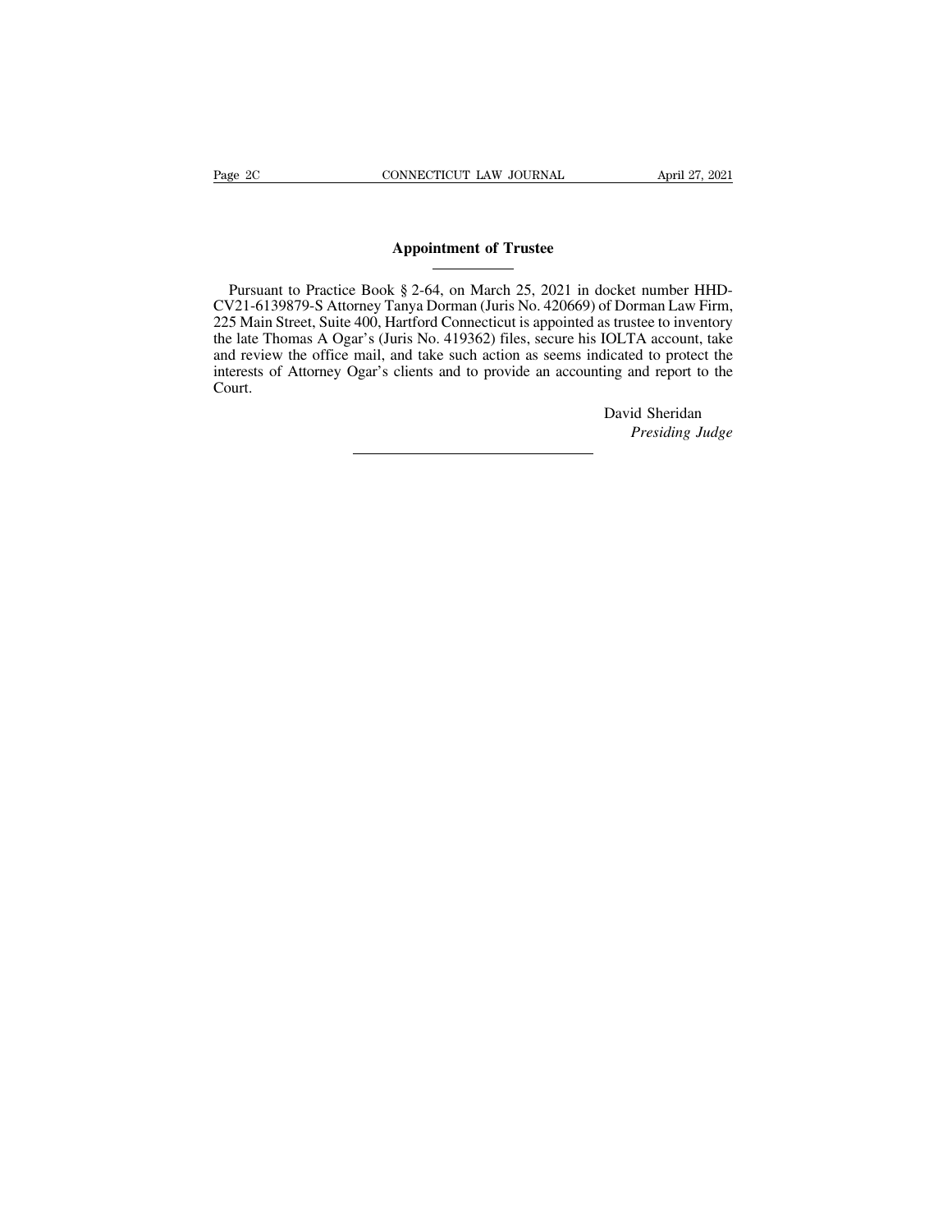## Appointment of Trustee

Pursuant to Practice Book § 2-64, on March 25, 2021 in docket number HHD-CV21-6139879-S Attorney Tanya Dorman (Juris No. 420669) of Dorman Law Firm, 225 Main Street, Suite 400, Hartford Connecticut is appointed as trustee to inventory the late Thomas A Ogar's (Juris No. 419362) files, secure his IOLTA account, take and review the office mail, and take such action as seems indicated to protect the interests of Attorney Ogar's clients and to provide an accounting and report to the Court.

David Sheridan
*Presiding Judge*